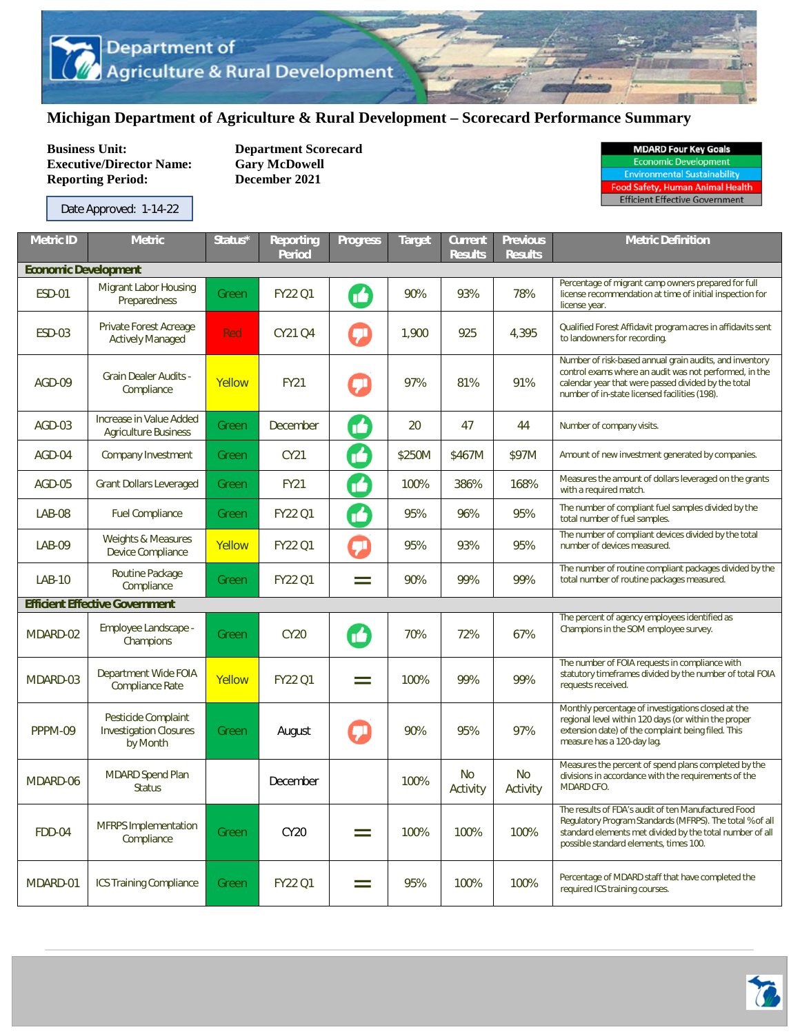# Michigan Department of Agriculture & Rural Development – Scorecard Performance Summary

**Business Unit:** Department Scorecard
**Executive/Director Name:** Gary McDowell
**Reporting Period:** December 2021

Date Approved: 1-14-22

| MDARD Four Key Goals |
|---|
| Economic Development |
| Environmental Sustainability |
| Food Safety, Human Animal Health |
| Efficient Effective Government |

| Metric ID | Metric | Status* | Reporting Period | Progress | Target | Current Results | Previous Results | Metric Definition |
|---|---|---|---|---|---|---|---|---|
| **Economic Development** | | | | | | | | |
| ESD-01 | Migrant Labor Housing Preparedness | Green | FY22 Q1 | Thumbs up | 90% | 93% | 78% | Percentage of migrant camp owners prepared for full license recommendation at time of initial inspection for license year. |
| ESD-03 | Private Forest Acreage Actively Managed | Red | CY21 Q4 | Thumbs down | 1,900 | 925 | 4,395 | Qualified Forest Affidavit program acres in affidavits sent to landowners for recording. |
| AGD-09 | Grain Dealer Audits - Compliance | Yellow | FY21 | Thumbs down | 97% | 81% | 91% | Number of risk-based annual grain audits, and inventory control exams where an audit was not performed, in the calendar year that were passed divided by the total number of in-state licensed facilities (198). |
| AGD-03 | Increase in Value Added Agriculture Business | Green | December | Thumbs up | 20 | 47 | 44 | Number of company visits. |
| AGD-04 | Company Investment | Green | CY21 | Thumbs up | $250M | $467M | $97M | Amount of new investment generated by companies. |
| AGD-05 | Grant Dollars Leveraged | Green | FY21 | Thumbs up | 100% | 386% | 168% | Measures the amount of dollars leveraged on the grants with a required match. |
| LAB-08 | Fuel Compliance | Green | FY22 Q1 | Thumbs up | 95% | 96% | 95% | The number of compliant fuel samples divided by the total number of fuel samples. |
| LAB-09 | Weights & Measures Device Compliance | Yellow | FY22 Q1 | Thumbs down | 95% | 93% | 95% | The number of compliant devices divided by the total number of devices measured. |
| LAB-10 | Routine Package Compliance | Green | FY22 Q1 | = | 90% | 99% | 99% | The number of routine compliant packages divided by the total number of routine packages measured. |
| **Efficient Effective Government** | | | | | | | | |
| MDARD-02 | Employee Landscape - Champions | Green | CY20 | Thumbs up | 70% | 72% | 67% | The percent of agency employees identified as Champions in the SOM employee survey. |
| MDARD-03 | Department Wide FOIA Compliance Rate | Yellow | FY22 Q1 | = | 100% | 99% | 99% | The number of FOIA requests in compliance with statutory timeframes divided by the number of total FOIA requests received. |
| PPPM-09 | Pesticide Complaint Investigation Closures by Month | Green | August | Thumbs down | 90% | 95% | 97% | Monthly percentage of investigations closed at the regional level within 120 days (or within the proper extension date) of the complaint being filed. This measure has a 120-day lag. |
| MDARD-06 | MDARD Spend Plan Status | | December | | 100% | No Activity | No Activity | Measures the percent of spend plans completed by the divisions in accordance with the requirements of the MDARD CFO. |
| FDD-04 | MFRPS Implementation Compliance | Green | CY20 | = | 100% | 100% | 100% | The results of FDA's audit of ten Manufactured Food Regulatory Program Standards (MFRPS). The total % of all standard elements met divided by the total number of all possible standard elements, times 100. |
| MDARD-01 | ICS Training Compliance | Green | FY22 Q1 | = | 95% | 100% | 100% | Percentage of MDARD staff that have completed the required ICS training courses. |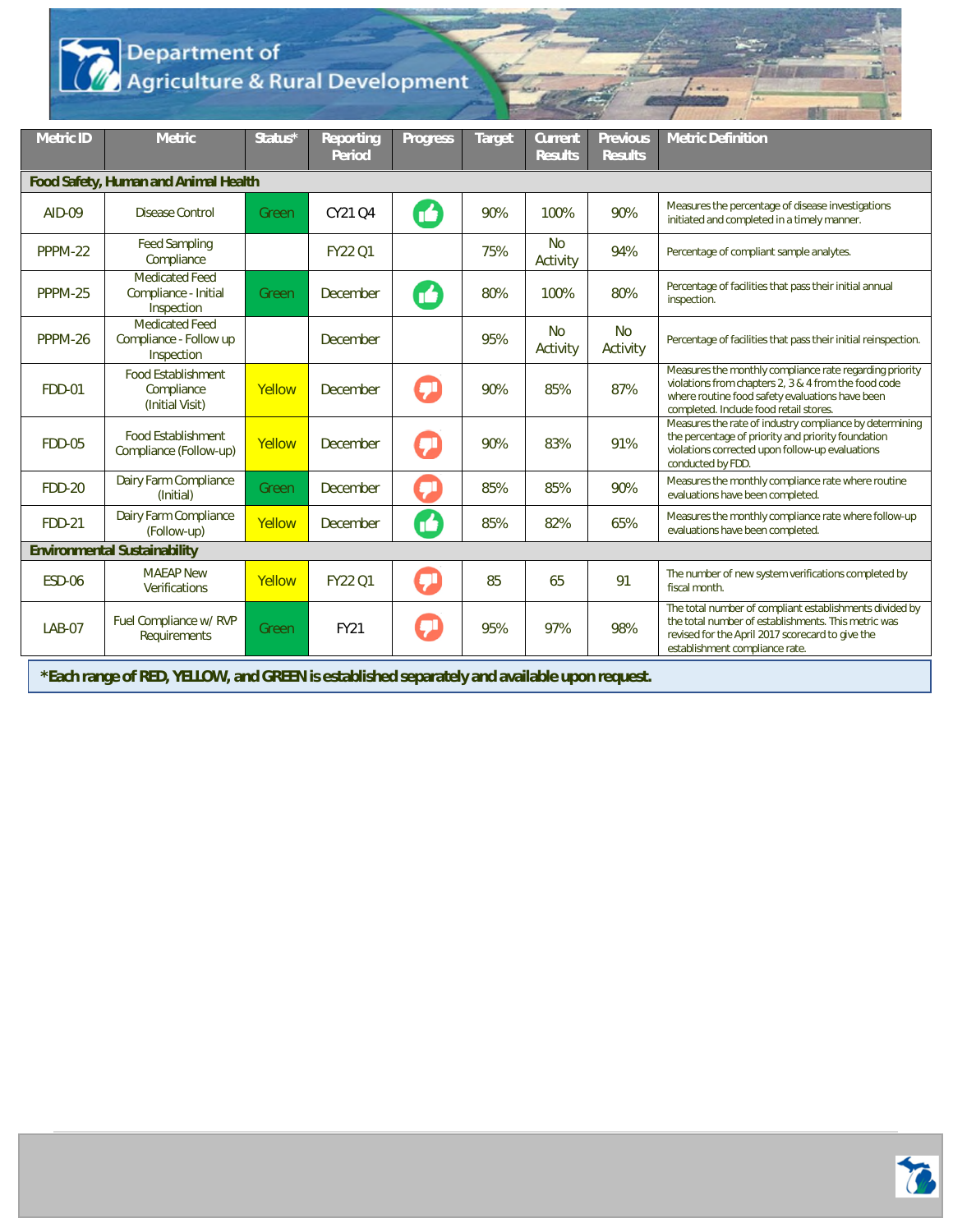| Metric ID | Metric | Status* | Reporting Period | Progress | Target | Current Results | Previous Results | Metric Definition |
|---|---|---|---|---|---|---|---|---|
| **Food Safety, Human and Animal Health** | | | | | | | | |
| AID-09 | Disease Control | Green | CY21 Q4 | | 90% | 100% | 90% | Measures the percentage of disease investigations initiated and completed in a timely manner. |
| PPPM-22 | Feed Sampling Compliance | | FY22 Q1 | | 75% | No Activity | 94% | Percentage of compliant sample analytes. |
| PPPM-25 | Medicated Feed Compliance - Initial Inspection | Green | December | | 80% | 100% | 80% | Percentage of facilities that pass their initial annual inspection. |
| PPPM-26 | Medicated Feed Compliance - Follow up Inspection | | December | | 95% | No Activity | No Activity | Percentage of facilities that pass their initial reinspection. |
| FDD-01 | Food Establishment Compliance (Initial Visit) | Yellow | December | | 90% | 85% | 87% | Measures the monthly compliance rate regarding priority violations from chapters 2, 3 & 4 from the food code where routine food safety evaluations have been completed. Include food retail stores. |
| FDD-05 | Food Establishment Compliance (Follow-up) | Yellow | December | | 90% | 83% | 91% | Measures the rate of industry compliance by determining the percentage of priority and priority foundation violations corrected upon follow-up evaluations conducted by FDD. |
| FDD-20 | Dairy Farm Compliance (Initial) | Green | December | | 85% | 85% | 90% | Measures the monthly compliance rate where routine evaluations have been completed. |
| FDD-21 | Dairy Farm Compliance (Follow-up) | Yellow | December | | 85% | 82% | 65% | Measures the monthly compliance rate where follow-up evaluations have been completed. |
| **Environmental Sustainability** | | | | | | | | |
| ESD-06 | MAEAP New Verifications | Yellow | FY22 Q1 | | 85 | 65 | 91 | The number of new system verifications completed by fiscal month. |
| LAB-07 | Fuel Compliance w/ RVP Requirements | Green | FY21 | | 95% | 97% | 98% | The total number of compliant establishments divided by the total number of establishments. This metric was revised for the April 2017 scorecard to give the establishment compliance rate. |

**\*Each range of RED, YELLOW, and GREEN is established separately and available upon request.**